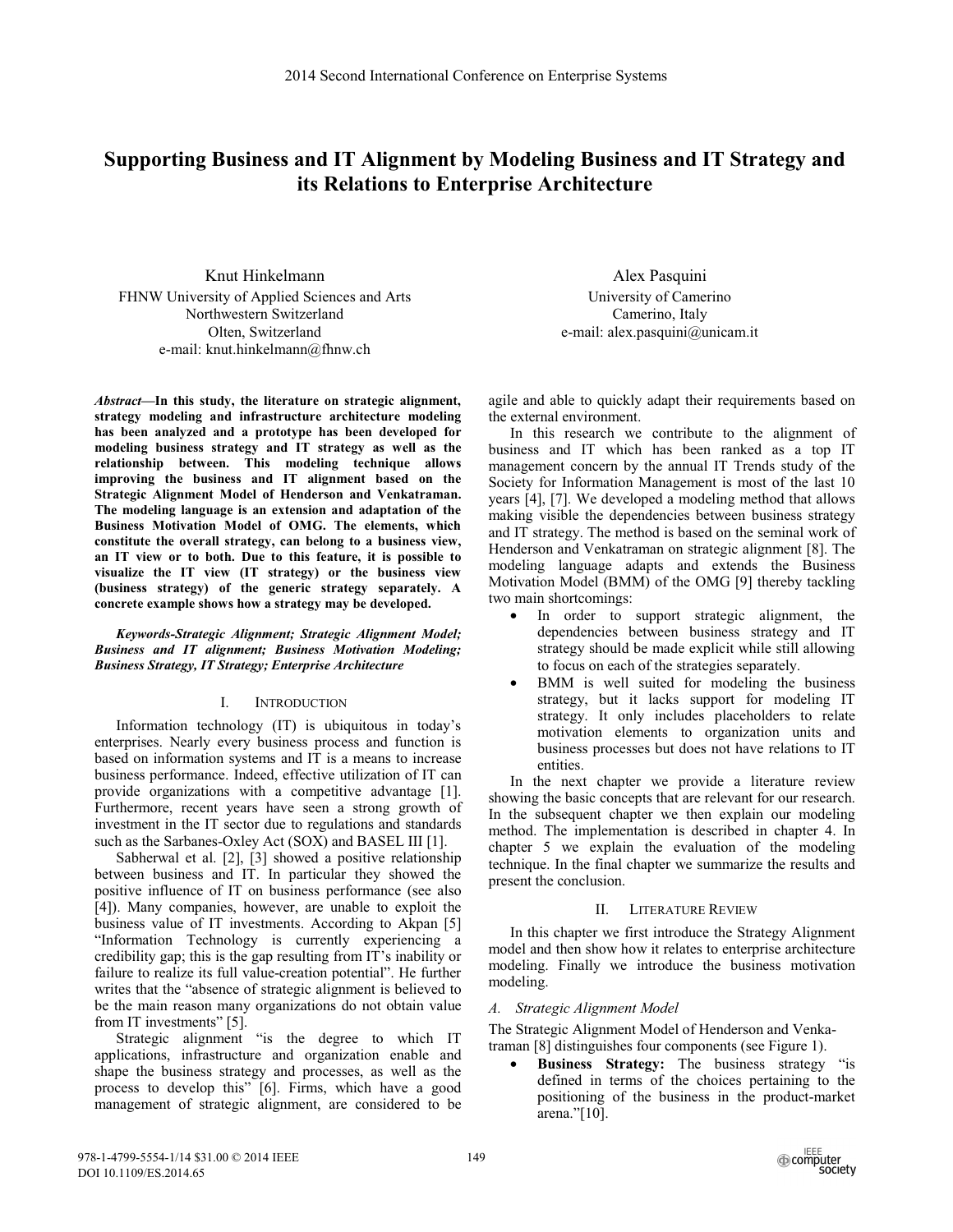# Supporting Business and IT Alignment by Modeling Business and IT Strategy and its Relations to Enterprise Architecture

Knut Hinkelmann
FHNW University of Applied Sciences and Arts
Northwestern Switzerland
Olten, Switzerland
e-mail: knut.hinkelmann@fhnw.ch

Alex Pasquini
University of Camerino
Camerino, Italy
e-mail: alex.pasquini@unicam.it

***Abstract*—In this study, the literature on strategic alignment, strategy modeling and infrastructure architecture modeling has been analyzed and a prototype has been developed for modeling business strategy and IT strategy as well as the relationship between. This modeling technique allows improving the business and IT alignment based on the Strategic Alignment Model of Henderson and Venkatraman. The modeling language is an extension and adaptation of the Business Motivation Model of OMG. The elements, which constitute the overall strategy, can belong to a business view, an IT view or to both. Due to this feature, it is possible to visualize the IT view (IT strategy) or the business view (business strategy) of the generic strategy separately. A concrete example shows how a strategy may be developed.**

***Keywords-Strategic Alignment; Strategic Alignment Model; Business and IT alignment; Business Motivation Modeling; Business Strategy, IT Strategy; Enterprise Architecture***

## I. INTRODUCTION

Information technology (IT) is ubiquitous in today's enterprises. Nearly every business process and function is based on information systems and IT is a means to increase business performance. Indeed, effective utilization of IT can provide organizations with a competitive advantage [1]. Furthermore, recent years have seen a strong growth of investment in the IT sector due to regulations and standards such as the Sarbanes-Oxley Act (SOX) and BASEL III [1].

Sabherwal et al. [2], [3] showed a positive relationship between business and IT. In particular they showed the positive influence of IT on business performance (see also [4]). Many companies, however, are unable to exploit the business value of IT investments. According to Akpan [5] "Information Technology is currently experiencing a credibility gap; this is the gap resulting from IT's inability or failure to realize its full value-creation potential". He further writes that the "absence of strategic alignment is believed to be the main reason many organizations do not obtain value from IT investments" [5].

Strategic alignment "is the degree to which IT applications, infrastructure and organization enable and shape the business strategy and processes, as well as the process to develop this" [6]. Firms, which have a good management of strategic alignment, are considered to be agile and able to quickly adapt their requirements based on the external environment.

In this research we contribute to the alignment of business and IT which has been ranked as a top IT management concern by the annual IT Trends study of the Society for Information Management is most of the last 10 years [4], [7]. We developed a modeling method that allows making visible the dependencies between business strategy and IT strategy. The method is based on the seminal work of Henderson and Venkatraman on strategic alignment [8]. The modeling language adapts and extends the Business Motivation Model (BMM) of the OMG [9] thereby tackling two main shortcomings:

- In order to support strategic alignment, the dependencies between business strategy and IT strategy should be made explicit while still allowing to focus on each of the strategies separately.
- BMM is well suited for modeling the business strategy, but it lacks support for modeling IT strategy. It only includes placeholders to relate motivation elements to organization units and business processes but does not have relations to IT entities.

In the next chapter we provide a literature review showing the basic concepts that are relevant for our research. In the subsequent chapter we then explain our modeling method. The implementation is described in chapter 4. In chapter 5 we explain the evaluation of the modeling technique. In the final chapter we summarize the results and present the conclusion.

## II. LITERATURE REVIEW

In this chapter we first introduce the Strategy Alignment model and then show how it relates to enterprise architecture modeling. Finally we introduce the business motivation modeling.

### *A. Strategic Alignment Model*

The Strategic Alignment Model of Henderson and Venkatraman [8] distinguishes four components (see Figure 1).

- **Business Strategy:** The business strategy "is defined in terms of the choices pertaining to the positioning of the business in the product-market arena."[10].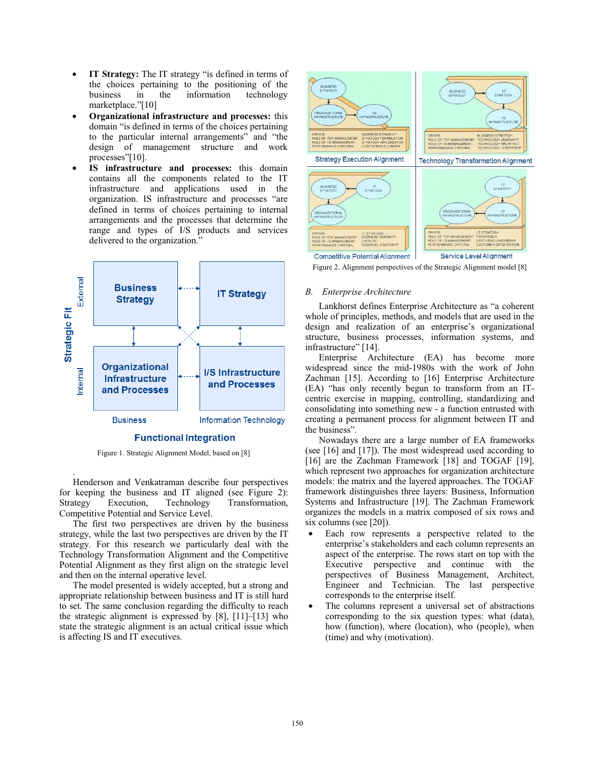- **IT Strategy:** The IT strategy "is defined in terms of the choices pertaining to the positioning of the business in the information technology marketplace."[10]
- **Organizational infrastructure and processes:** this domain "is defined in terms of the choices pertaining to the particular internal arrangements" and "the design of management structure and work processes"[10].
- **IS infrastructure and processes:** this domain contains all the components related to the IT infrastructure and applications used in the organization. IS infrastructure and processes "are defined in terms of choices pertaining to internal arrangements and the processes that determine the range and types of I/S products and services delivered to the organization."

Figure 1. Strategic Alignment Model, based on [8]

Henderson and Venkatraman describe four perspectives for keeping the business and IT aligned (see Figure 2): Strategy Execution, Technology Transformation, Competitive Potential and Service Level.

The first two perspectives are driven by the business strategy, while the last two perspectives are driven by the IT strategy. For this research we particularly deal with the Technology Transformation Alignment and the Competitive Potential Alignment as they first align on the strategic level and then on the internal operative level.

The model presented is widely accepted, but a strong and appropriate relationship between business and IT is still hard to set. The same conclusion regarding the difficulty to reach the strategic alignment is expressed by [8], [11]–[13] who state the strategic alignment is an actual critical issue which is affecting IS and IT executives.

Figure 2. Alignment perspectives of the Strategic Alignment model [8]

### *B. Enterprise Architecture*

Lankhorst defines Enterprise Architecture as "a coherent whole of principles, methods, and models that are used in the design and realization of an enterprise's organizational structure, business processes, information systems, and infrastructure" [14].

Enterprise Architecture (EA) has become more widespread since the mid-1980s with the work of John Zachman [15]. According to [16] Enterprise Architecture (EA) "has only recently begun to transform from an IT-centric exercise in mapping, controlling, standardizing and consolidating into something new - a function entrusted with creating a permanent process for alignment between IT and the business".

Nowadays there are a large number of EA frameworks (see [16] and [17]). The most widespread used according to [16] are the Zachman Framework [18] and TOGAF [19], which represent two approaches for organization architecture models: the matrix and the layered approaches. The TOGAF framework distinguishes three layers: Business, Information Systems and Infrastructure [19]. The Zachman Framework organizes the models in a matrix composed of six rows and six columns (see [20]).

- Each row represents a perspective related to the enterprise's stakeholders and each column represents an aspect of the enterprise. The rows start on top with the Executive perspective and continue with the perspectives of Business Management, Architect, Engineer and Technician. The last perspective corresponds to the enterprise itself.
- The columns represent a universal set of abstractions corresponding to the six question types: what (data), how (function), where (location), who (people), when (time) and why (motivation).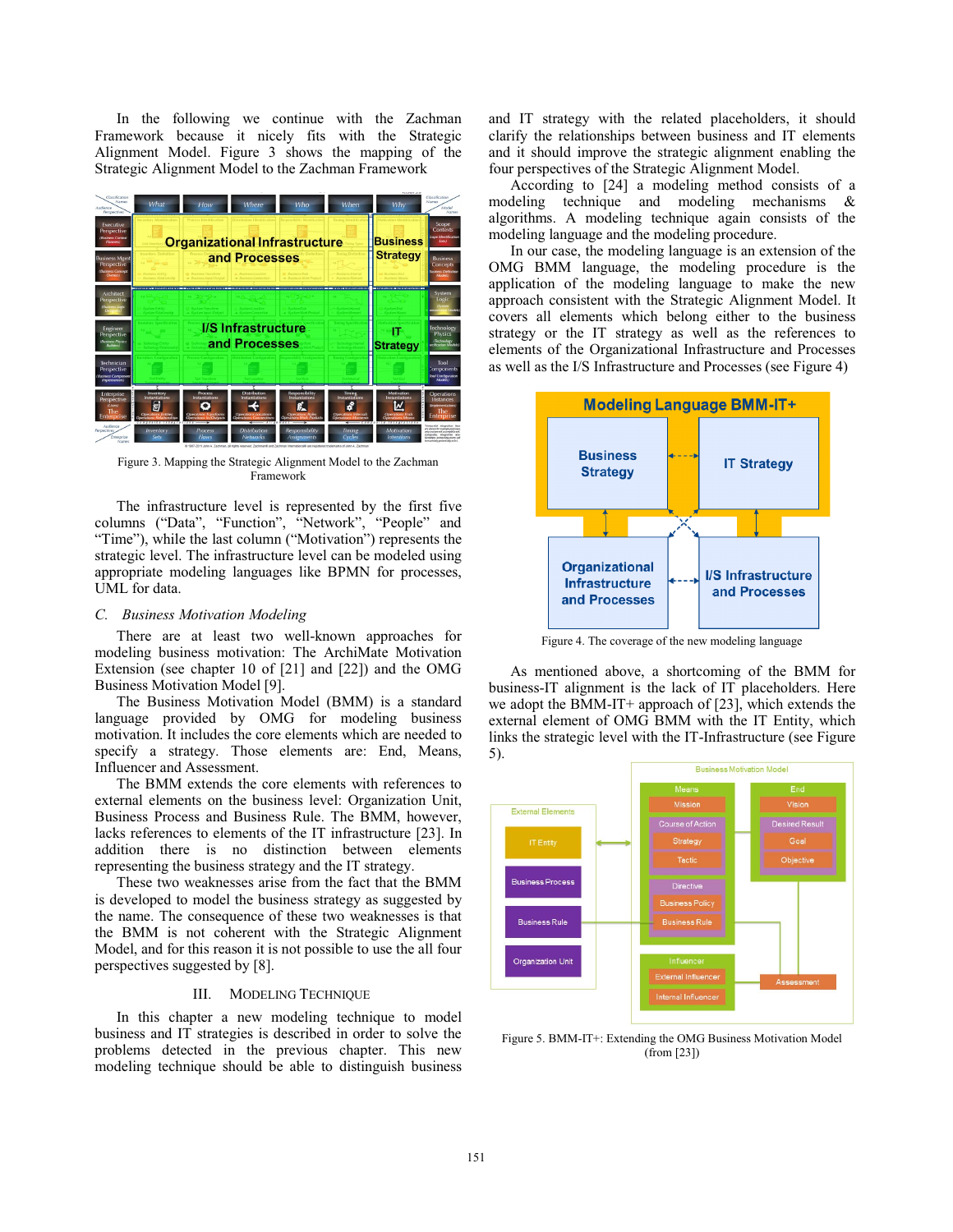In the following we continue with the Zachman Framework because it nicely fits with the Strategic Alignment Model. Figure 3 shows the mapping of the Strategic Alignment Model to the Zachman Framework

Figure 3. Mapping the Strategic Alignment Model to the Zachman Framework

The infrastructure level is represented by the first five columns ("Data", "Function", "Network", "People" and "Time"), while the last column ("Motivation") represents the strategic level. The infrastructure level can be modeled using appropriate modeling languages like BPMN for processes, UML for data.

### C. Business Motivation Modeling

There are at least two well-known approaches for modeling business motivation: The ArchiMate Motivation Extension (see chapter 10 of [21] and [22]) and the OMG Business Motivation Model [9].

The Business Motivation Model (BMM) is a standard language provided by OMG for modeling business motivation. It includes the core elements which are needed to specify a strategy. Those elements are: End, Means, Influencer and Assessment.

The BMM extends the core elements with references to external elements on the business level: Organization Unit, Business Process and Business Rule. The BMM, however, lacks references to elements of the IT infrastructure [23]. In addition there is no distinction between elements representing the business strategy and the IT strategy.

These two weaknesses arise from the fact that the BMM is developed to model the business strategy as suggested by the name. The consequence of these two weaknesses is that the BMM is not coherent with the Strategic Alignment Model, and for this reason it is not possible to use the all four perspectives suggested by [8].

## III. Modeling Technique

In this chapter a new modeling technique to model business and IT strategies is described in order to solve the problems detected in the previous chapter. This new modeling technique should be able to distinguish business and IT strategy with the related placeholders, it should clarify the relationships between business and IT elements and it should improve the strategic alignment enabling the four perspectives of the Strategic Alignment Model.

According to [24] a modeling method consists of a modeling technique and modeling mechanisms & algorithms. A modeling technique again consists of the modeling language and the modeling procedure.

In our case, the modeling language is an extension of the OMG BMM language, the modeling procedure is the application of the modeling language to make the new approach consistent with the Strategic Alignment Model. It covers all elements which belong either to the business strategy or the IT strategy as well as the references to elements of the Organizational Infrastructure and Processes as well as the I/S Infrastructure and Processes (see Figure 4)

Figure 4. The coverage of the new modeling language

As mentioned above, a shortcoming of the BMM for business-IT alignment is the lack of IT placeholders. Here we adopt the BMM-IT+ approach of [23], which extends the external element of OMG BMM with the IT Entity, which links the strategic level with the IT-Infrastructure (see Figure 5).

Figure 5. BMM-IT+: Extending the OMG Business Motivation Model (from [23])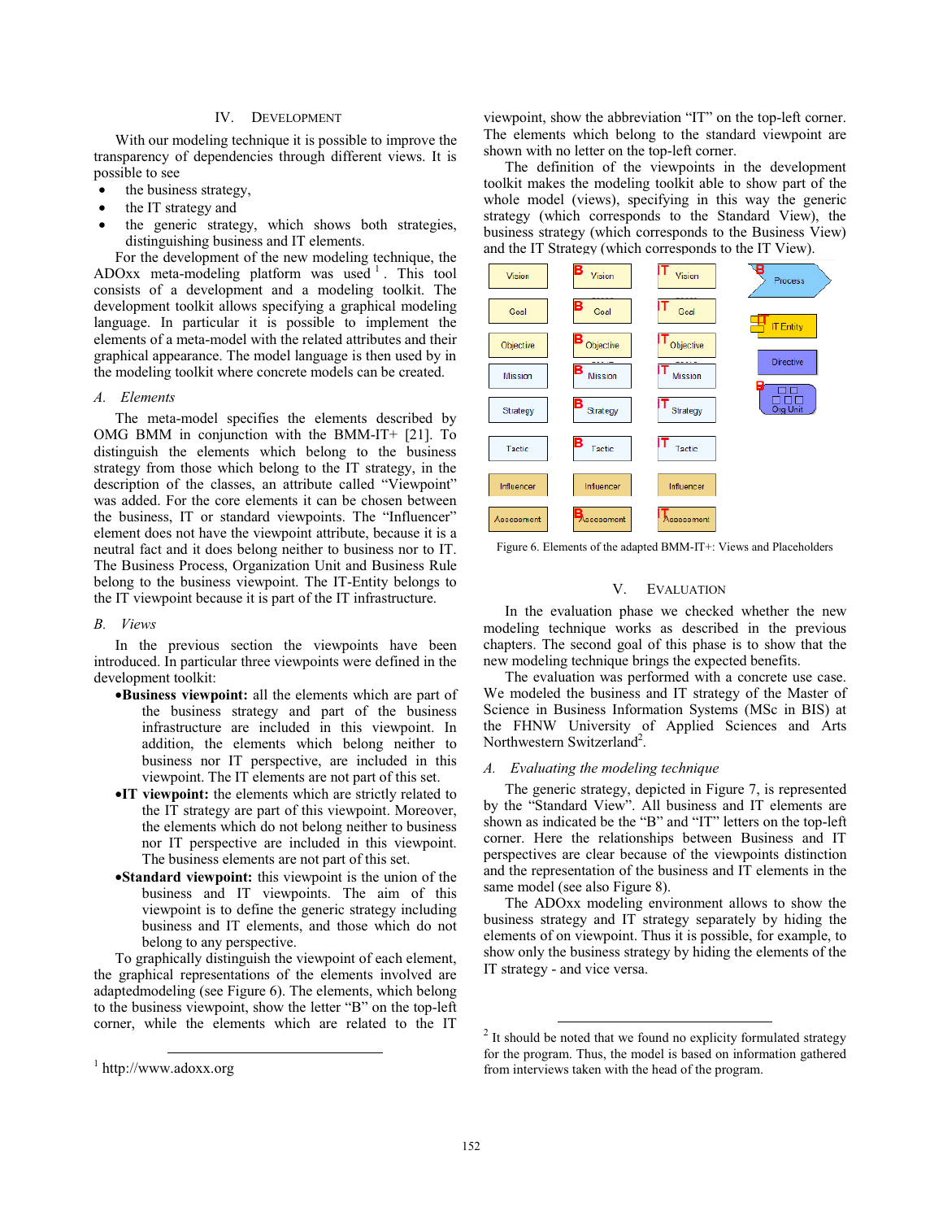## IV. DEVELOPMENT

With our modeling technique it is possible to improve the transparency of dependencies through different views. It is possible to see

- the business strategy,
- the IT strategy and
- the generic strategy, which shows both strategies, distinguishing business and IT elements.

For the development of the new modeling technique, the ADOxx meta-modeling platform was used [1]. This tool consists of a development and a modeling toolkit. The development toolkit allows specifying a graphical modeling language. In particular it is possible to implement the elements of a meta-model with the related attributes and their graphical appearance. The model language is then used by in the modeling toolkit where concrete models can be created.

### A. Elements

The meta-model specifies the elements described by OMG BMM in conjunction with the BMM-IT+ [21]. To distinguish the elements which belong to the business strategy from those which belong to the IT strategy, in the description of the classes, an attribute called "Viewpoint" was added. For the core elements it can be chosen between the business, IT or standard viewpoints. The "Influencer" element does not have the viewpoint attribute, because it is a neutral fact and it does belong neither to business nor to IT. The Business Process, Organization Unit and Business Rule belong to the business viewpoint. The IT-Entity belongs to the IT viewpoint because it is part of the IT infrastructure.

### B. Views

In the previous section the viewpoints have been introduced. In particular three viewpoints were defined in the development toolkit:

- **Business viewpoint:** all the elements which are part of the business strategy and part of the business infrastructure are included in this viewpoint. In addition, the elements which belong neither to business nor IT perspective, are included in this viewpoint. The IT elements are not part of this set.
- **IT viewpoint:** the elements which are strictly related to the IT strategy are part of this viewpoint. Moreover, the elements which do not belong neither to business nor IT perspective are included in this viewpoint. The business elements are not part of this set.
- **Standard viewpoint:** this viewpoint is the union of the business and IT viewpoints. The aim of this viewpoint is to define the generic strategy including business and IT elements, and those which do not belong to any perspective.

To graphically distinguish the viewpoint of each element, the graphical representations of the elements involved are adaptedmodeling (see Figure 6). The elements, which belong to the business viewpoint, show the letter "B" on the top-left corner, while the elements which are related to the IT viewpoint, show the abbreviation "IT" on the top-left corner. The elements which belong to the standard viewpoint are shown with no letter on the top-left corner.

The definition of the viewpoints in the development toolkit makes the modeling toolkit able to show part of the whole model (views), specifying in this way the generic strategy (which corresponds to the Standard View), the business strategy (which corresponds to the Business View) and the IT Strategy (which corresponds to the IT View).

Vision
Goal
Objective
Mission
Strategy
Tactic
Influencer
Assessment
B Vision
B Goal
B Objective
B Mission
B Strategy
B Tactic
Influencer
B Assessment
IT Vision
IT Goal
IT Objective
IT Mission
IT Strategy
IT Tactic
Influencer
IT Assessment
B Process
IT IT Entity
Directive
B Org Unit

Figure 6. Elements of the adapted BMM-IT+: Views and Placeholders

## V. EVALUATION

In the evaluation phase we checked whether the new modeling technique works as described in the previous chapters. The second goal of this phase is to show that the new modeling technique brings the expected benefits.

The evaluation was performed with a concrete use case. We modeled the business and IT strategy of the Master of Science in Business Information Systems (MSc in BIS) at the FHNW University of Applied Sciences and Arts Northwestern Switzerland[2].

### A. Evaluating the modeling technique

The generic strategy, depicted in Figure 7, is represented by the "Standard View". All business and IT elements are shown as indicated be the "B" and "IT" letters on the top-left corner. Here the relationships between Business and IT perspectives are clear because of the viewpoints distinction and the representation of the business and IT elements in the same model (see also Figure 8).

The ADOxx modeling environment allows to show the business strategy and IT strategy separately by hiding the elements of on viewpoint. Thus it is possible, for example, to show only the business strategy by hiding the elements of the IT strategy - and vice versa.

[1] http://www.adoxx.org

[2] It should be noted that we found no explicity formulated strategy for the program. Thus, the model is based on information gathered from interviews taken with the head of the program.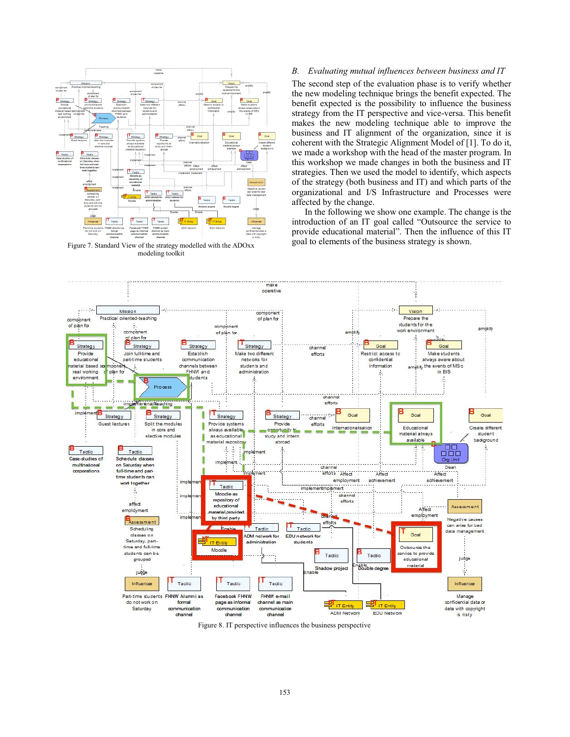Figure 7. Standard View of the strategy modelled with the ADOxx modeling toolkit

### B. *Evaluating mutual influences between business and IT*

The second step of the evaluation phase is to verify whether the new modeling technique brings the benefit expected. The benefit expected is the possibility to influence the business strategy from the IT perspective and vice-versa. This benefit makes the new modeling technique able to improve the business and IT alignment of the organization, since it is coherent with the Strategic Alignment Model of [1]. To do it, we made a workshop with the head of the master program. In this workshop we made changes in both the business and IT strategies. Then we used the model to identify, which aspects of the strategy (both business and IT) and which parts of the organizational and I/S Infrastructure and Processes were affected by the change.

In the following we show one example. The change is the introduction of an IT goal called "Outsource the service to provide educational material". Then the influence of this IT goal to elements of the business strategy is shown.

Figure 8. IT perspective influences the business perspective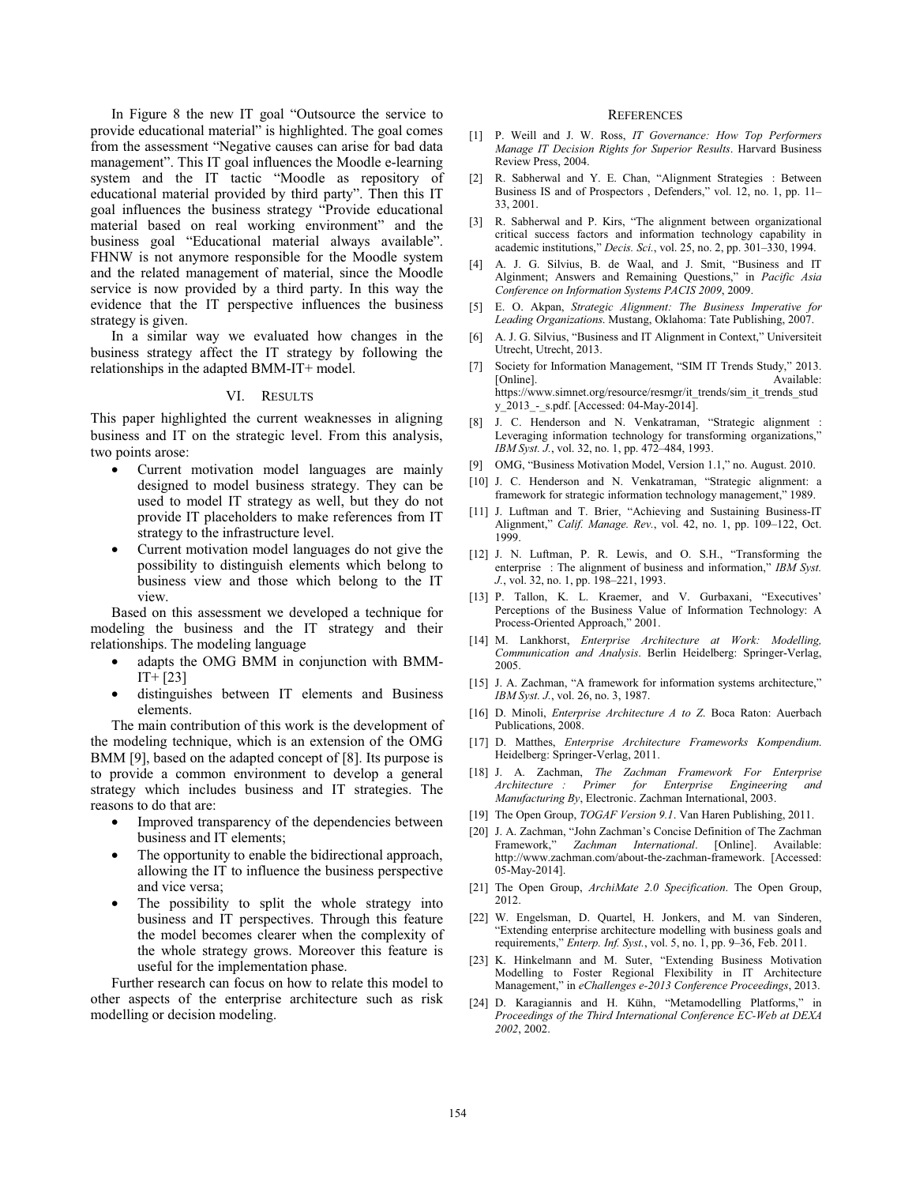In Figure 8 the new IT goal "Outsource the service to provide educational material" is highlighted. The goal comes from the assessment "Negative causes can arise for bad data management". This IT goal influences the Moodle e-learning system and the IT tactic "Moodle as repository of educational material provided by third party". Then this IT goal influences the business strategy "Provide educational material based on real working environment" and the business goal "Educational material always available". FHNW is not anymore responsible for the Moodle system and the related management of material, since the Moodle service is now provided by a third party. In this way the evidence that the IT perspective influences the business strategy is given.

In a similar way we evaluated how changes in the business strategy affect the IT strategy by following the relationships in the adapted BMM-IT+ model.

## VI. Results

This paper highlighted the current weaknesses in aligning business and IT on the strategic level. From this analysis, two points arose:

- Current motivation model languages are mainly designed to model business strategy. They can be used to model IT strategy as well, but they do not provide IT placeholders to make references from IT strategy to the infrastructure level.
- Current motivation model languages do not give the possibility to distinguish elements which belong to business view and those which belong to the IT view.

Based on this assessment we developed a technique for modeling the business and the IT strategy and their relationships. The modeling language

- adapts the OMG BMM in conjunction with BMM-IT+ [23]
- distinguishes between IT elements and Business elements.

The main contribution of this work is the development of the modeling technique, which is an extension of the OMG BMM [9], based on the adapted concept of [8]. Its purpose is to provide a common environment to develop a general strategy which includes business and IT strategies. The reasons to do that are:

- Improved transparency of the dependencies between business and IT elements;
- The opportunity to enable the bidirectional approach, allowing the IT to influence the business perspective and vice versa;
- The possibility to split the whole strategy into business and IT perspectives. Through this feature the model becomes clearer when the complexity of the whole strategy grows. Moreover this feature is useful for the implementation phase.

Further research can focus on how to relate this model to other aspects of the enterprise architecture such as risk modelling or decision modeling.

## References

[1] P. Weill and J. W. Ross, *IT Governance: How Top Performers Manage IT Decision Rights for Superior Results*. Harvard Business Review Press, 2004.

[2] R. Sabherwal and Y. E. Chan, "Alignment Strategies : Between Business IS and of Prospectors , Defenders," vol. 12, no. 1, pp. 11–33, 2001.

[3] R. Sabherwal and P. Kirs, "The alignment between organizational critical success factors and information technology capability in academic institutions," *Decis. Sci.*, vol. 25, no. 2, pp. 301–330, 1994.

[4] A. J. G. Silvius, B. de Waal, and J. Smit, "Business and IT Alginment; Answers and Remaining Questions," in *Pacific Asia Conference on Information Systems PACIS 2009*, 2009.

[5] E. O. Akpan, *Strategic Alignment: The Business Imperative for Leading Organizations*. Mustang, Oklahoma: Tate Publishing, 2007.

[6] A. J. G. Silvius, "Business and IT Alignment in Context," Universiteit Utrecht, Utrecht, 2013.

[7] Society for Information Management, "SIM IT Trends Study," 2013. [Online]. Available: https://www.simnet.org/resource/resmgr/it_trends/sim_it_trends_study_2013_-_s.pdf. [Accessed: 04-May-2014].

[8] J. C. Henderson and N. Venkatraman, "Strategic alignment : Leveraging information technology for transforming organizations," *IBM Syst. J.*, vol. 32, no. 1, pp. 472–484, 1993.

[9] OMG, "Business Motivation Model, Version 1.1," no. August. 2010.

[10] J. C. Henderson and N. Venkatraman, "Strategic alignment: a framework for strategic information technology management," 1989.

[11] J. Luftman and T. Brier, "Achieving and Sustaining Business-IT Alignment," *Calif. Manage. Rev.*, vol. 42, no. 1, pp. 109–122, Oct. 1999.

[12] J. N. Luftman, P. R. Lewis, and O. S.H., "Transforming the enterprise : The alignment of business and information," *IBM Syst. J.*, vol. 32, no. 1, pp. 198–221, 1993.

[13] P. Tallon, K. L. Kraemer, and V. Gurbaxani, "Executives' Perceptions of the Business Value of Information Technology: A Process-Oriented Approach," 2001.

[14] M. Lankhorst, *Enterprise Architecture at Work: Modelling, Communication and Analysis*. Berlin Heidelberg: Springer-Verlag, 2005.

[15] J. A. Zachman, "A framework for information systems architecture," *IBM Syst. J.*, vol. 26, no. 3, 1987.

[16] D. Minoli, *Enterprise Architecture A to Z*. Boca Raton: Auerbach Publications, 2008.

[17] D. Matthes, *Enterprise Architecture Frameworks Kompendium*. Heidelberg: Springer-Verlag, 2011.

[18] J. A. Zachman, *The Zachman Framework For Enterprise Architecture : Primer for Enterprise Engineering and Manufacturing By*, Electronic. Zachman International, 2003.

[19] The Open Group, *TOGAF Version 9.1*. Van Haren Publishing, 2011.

[20] J. A. Zachman, "John Zachman's Concise Definition of The Zachman Framework," *Zachman International*. [Online]. Available: http://www.zachman.com/about-the-zachman-framework. [Accessed: 05-May-2014].

[21] The Open Group, *ArchiMate 2.0 Specification*. The Open Group, 2012.

[22] W. Engelsman, D. Quartel, H. Jonkers, and M. van Sinderen, "Extending enterprise architecture modelling with business goals and requirements," *Enterp. Inf. Syst.*, vol. 5, no. 1, pp. 9–36, Feb. 2011.

[23] K. Hinkelmann and M. Suter, "Extending Business Motivation Modelling to Foster Regional Flexibility in IT Architecture Management," in *eChallenges e-2013 Conference Proceedings*, 2013.

[24] D. Karagiannis and H. Kühn, "Metamodelling Platforms," in *Proceedings of the Third International Conference EC-Web at DEXA 2002*, 2002.